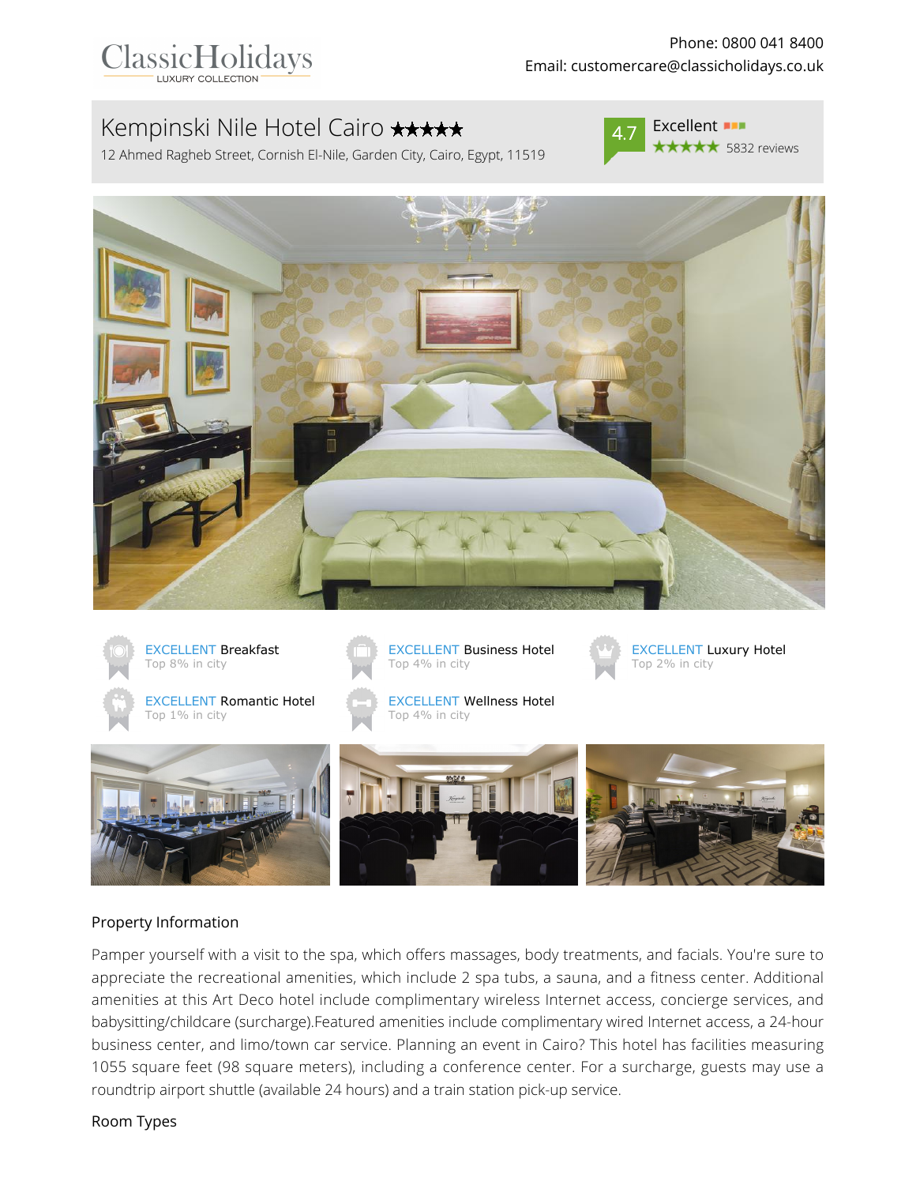ClassicHolidays
LUXURY COLLECTION

Phone: 0800 041 8400
Email: customercare@classicholidays.co.uk

# Kempinski Nile Hotel Cairo ★★★★★

12 Ahmed Ragheb Street, Cornish El-Nile, Garden City, Cairo, Egypt, 11519

4.7 Excellent ★★★★★ 5832 reviews

EXCELLENT Breakfast
Top 8% in city

EXCELLENT Business Hotel
Top 4% in city

EXCELLENT Luxury Hotel
Top 2% in city

EXCELLENT Romantic Hotel
Top 1% in city

EXCELLENT Wellness Hotel
Top 4% in city

## Property Information

Pamper yourself with a visit to the spa, which offers massages, body treatments, and facials. You're sure to appreciate the recreational amenities, which include 2 spa tubs, a sauna, and a fitness center. Additional amenities at this Art Deco hotel include complimentary wireless Internet access, concierge services, and babysitting/childcare (surcharge).Featured amenities include complimentary wired Internet access, a 24-hour business center, and limo/town car service. Planning an event in Cairo? This hotel has facilities measuring 1055 square feet (98 square meters), including a conference center. For a surcharge, guests may use a roundtrip airport shuttle (available 24 hours) and a train station pick-up service.

## Room Types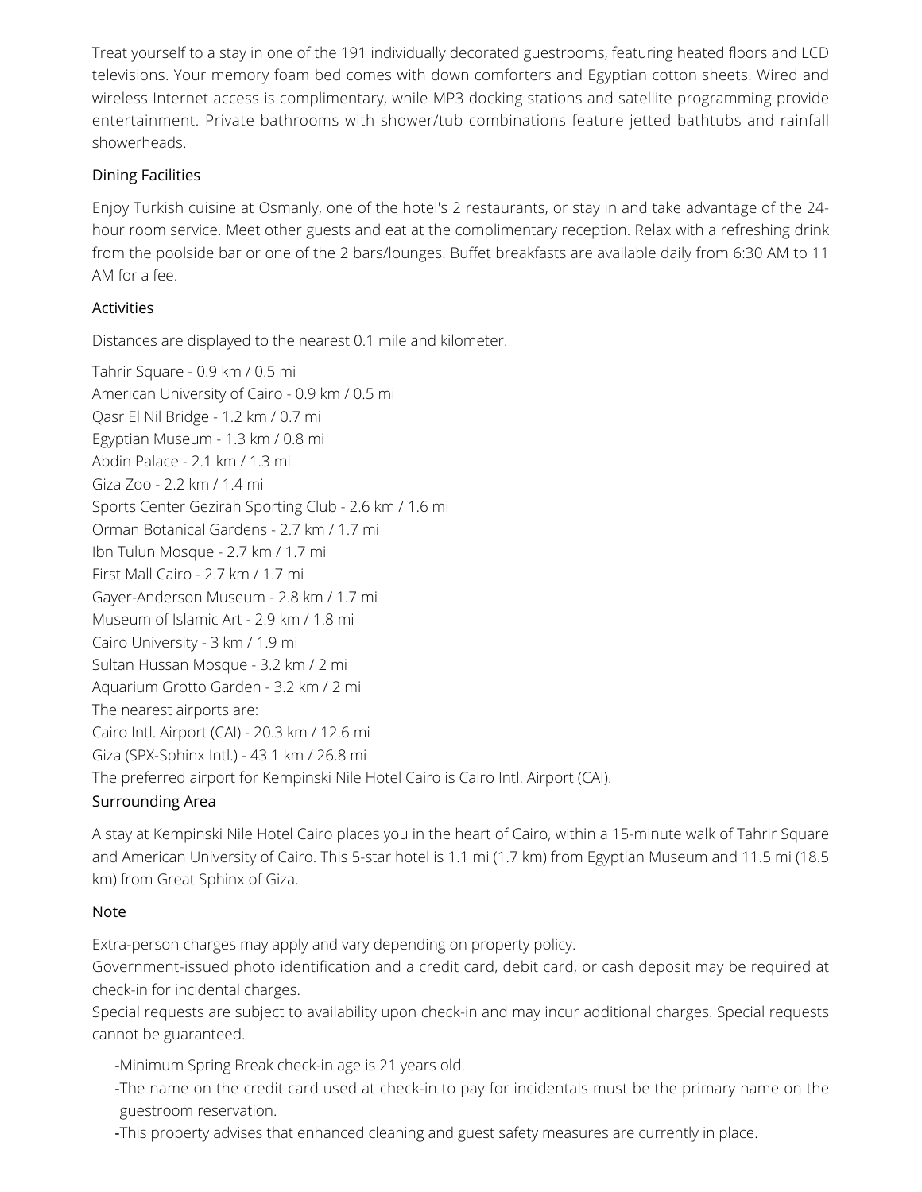Treat yourself to a stay in one of the 191 individually decorated guestrooms, featuring heated floors and LCD televisions. Your memory foam bed comes with down comforters and Egyptian cotton sheets. Wired and wireless Internet access is complimentary, while MP3 docking stations and satellite programming provide entertainment. Private bathrooms with shower/tub combinations feature jetted bathtubs and rainfall showerheads.

## Dining Facilities

Enjoy Turkish cuisine at Osmanly, one of the hotel's 2 restaurants, or stay in and take advantage of the 24-hour room service. Meet other guests and eat at the complimentary reception. Relax with a refreshing drink from the poolside bar or one of the 2 bars/lounges. Buffet breakfasts are available daily from 6:30 AM to 11 AM for a fee.

## Activities

Distances are displayed to the nearest 0.1 mile and kilometer.

Tahrir Square - 0.9 km / 0.5 mi
American University of Cairo - 0.9 km / 0.5 mi
Qasr El Nil Bridge - 1.2 km / 0.7 mi
Egyptian Museum - 1.3 km / 0.8 mi
Abdin Palace - 2.1 km / 1.3 mi
Giza Zoo - 2.2 km / 1.4 mi
Sports Center Gezirah Sporting Club - 2.6 km / 1.6 mi
Orman Botanical Gardens - 2.7 km / 1.7 mi
Ibn Tulun Mosque - 2.7 km / 1.7 mi
First Mall Cairo - 2.7 km / 1.7 mi
Gayer-Anderson Museum - 2.8 km / 1.7 mi
Museum of Islamic Art - 2.9 km / 1.8 mi
Cairo University - 3 km / 1.9 mi
Sultan Hussan Mosque - 3.2 km / 2 mi
Aquarium Grotto Garden - 3.2 km / 2 mi
The nearest airports are:
Cairo Intl. Airport (CAI) - 20.3 km / 12.6 mi
Giza (SPX-Sphinx Intl.) - 43.1 km / 26.8 mi
The preferred airport for Kempinski Nile Hotel Cairo is Cairo Intl. Airport (CAI).

## Surrounding Area

A stay at Kempinski Nile Hotel Cairo places you in the heart of Cairo, within a 15-minute walk of Tahrir Square and American University of Cairo. This 5-star hotel is 1.1 mi (1.7 km) from Egyptian Museum and 11.5 mi (18.5 km) from Great Sphinx of Giza.

## Note

Extra-person charges may apply and vary depending on property policy.
Government-issued photo identification and a credit card, debit card, or cash deposit may be required at check-in for incidental charges.
Special requests are subject to availability upon check-in and may incur additional charges. Special requests cannot be guaranteed.

- Minimum Spring Break check-in age is 21 years old.
- The name on the credit card used at check-in to pay for incidentals must be the primary name on the guestroom reservation.
- This property advises that enhanced cleaning and guest safety measures are currently in place.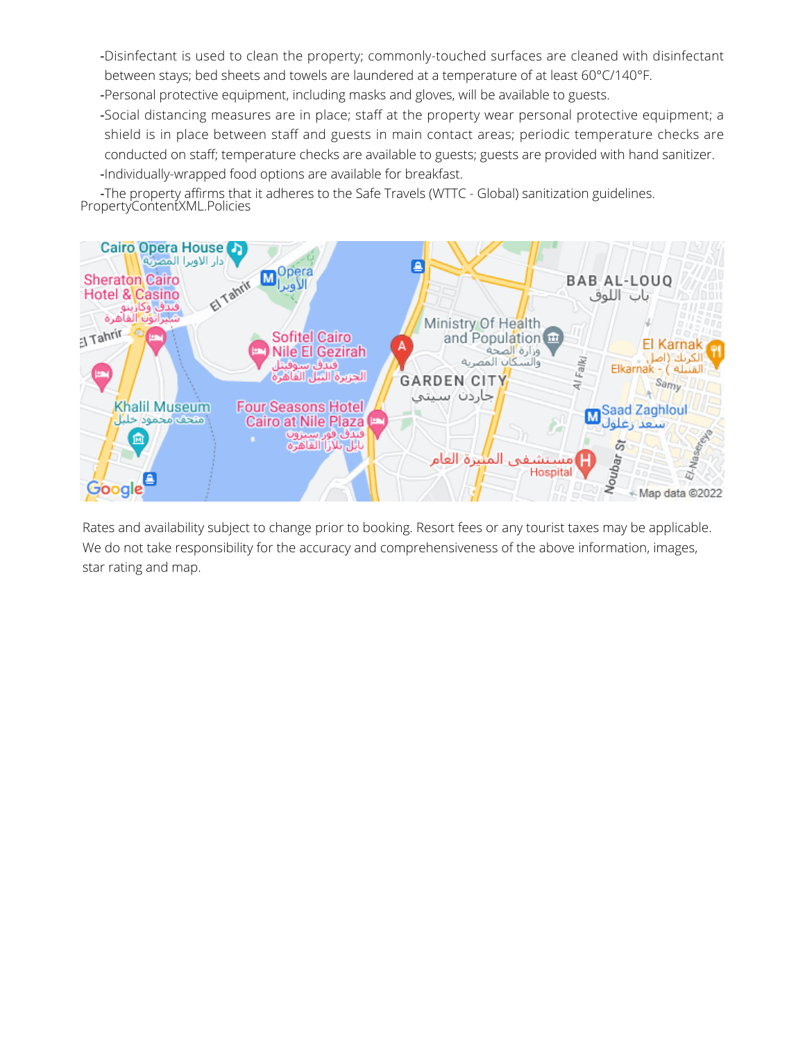- Disinfectant is used to clean the property; commonly-touched surfaces are cleaned with disinfectant between stays; bed sheets and towels are laundered at a temperature of at least 60°C/140°F.
- Personal protective equipment, including masks and gloves, will be available to guests.
- Social distancing measures are in place; staff at the property wear personal protective equipment; a shield is in place between staff and guests in main contact areas; periodic temperature checks are conducted on staff; temperature checks are available to guests; guests are provided with hand sanitizer.
- Individually-wrapped food options are available for breakfast.
- The property affirms that it adheres to the Safe Travels (WTTC - Global) sanitization guidelines.

PropertyContentXML.Policies

Rates and availability subject to change prior to booking. Resort fees or any tourist taxes may be applicable. We do not take responsibility for the accuracy and comprehensiveness of the above information, images, star rating and map.